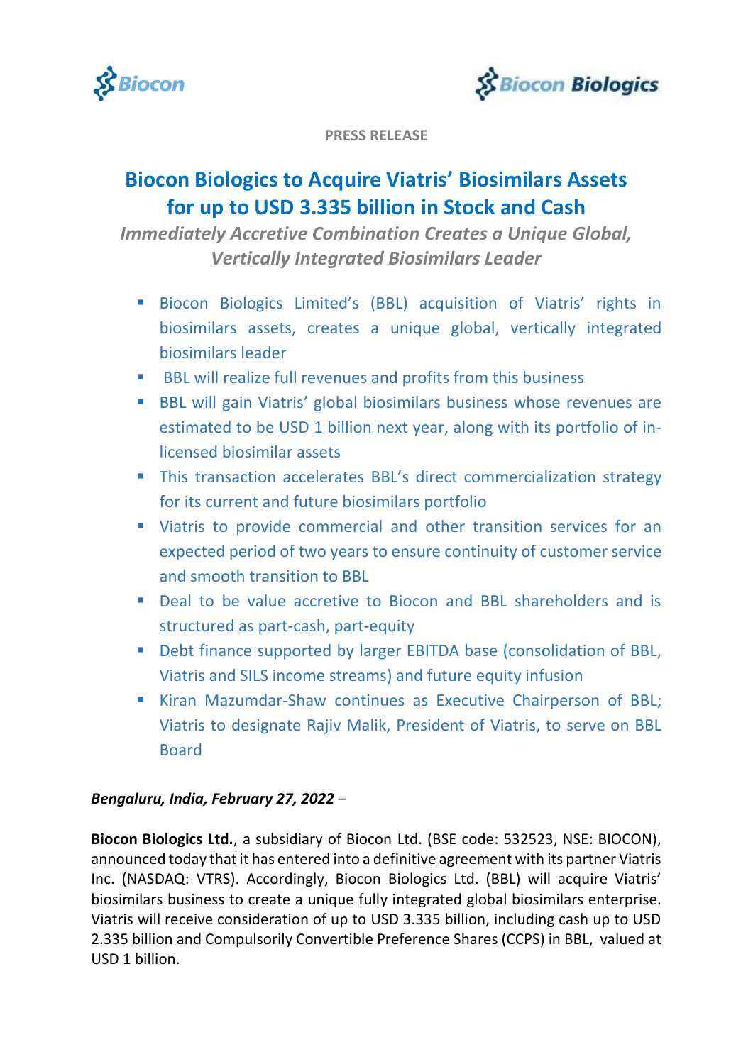PRESS RELEASE

# Biocon Biologics to Acquire Viatris' Biosimilars Assets for up to USD 3.335 billion in Stock and Cash

***Immediately Accretive Combination Creates a Unique Global, Vertically Integrated Biosimilars Leader***

- Biocon Biologics Limited's (BBL) acquisition of Viatris' rights in biosimilars assets, creates a unique global, vertically integrated biosimilars leader
- BBL will realize full revenues and profits from this business
- BBL will gain Viatris' global biosimilars business whose revenues are estimated to be USD 1 billion next year, along with its portfolio of in-licensed biosimilar assets
- This transaction accelerates BBL's direct commercialization strategy for its current and future biosimilars portfolio
- Viatris to provide commercial and other transition services for an expected period of two years to ensure continuity of customer service and smooth transition to BBL
- Deal to be value accretive to Biocon and BBL shareholders and is structured as part-cash, part-equity
- Debt finance supported by larger EBITDA base (consolidation of BBL, Viatris and SILS income streams) and future equity infusion
- Kiran Mazumdar-Shaw continues as Executive Chairperson of BBL; Viatris to designate Rajiv Malik, President of Viatris, to serve on BBL Board

***Bengaluru, India, February 27, 2022*** –

**Biocon Biologics Ltd.**, a subsidiary of Biocon Ltd. (BSE code: 532523, NSE: BIOCON), announced today that it has entered into a definitive agreement with its partner Viatris Inc. (NASDAQ: VTRS). Accordingly, Biocon Biologics Ltd. (BBL) will acquire Viatris' biosimilars business to create a unique fully integrated global biosimilars enterprise. Viatris will receive consideration of up to USD 3.335 billion, including cash up to USD 2.335 billion and Compulsorily Convertible Preference Shares (CCPS) in BBL, valued at USD 1 billion.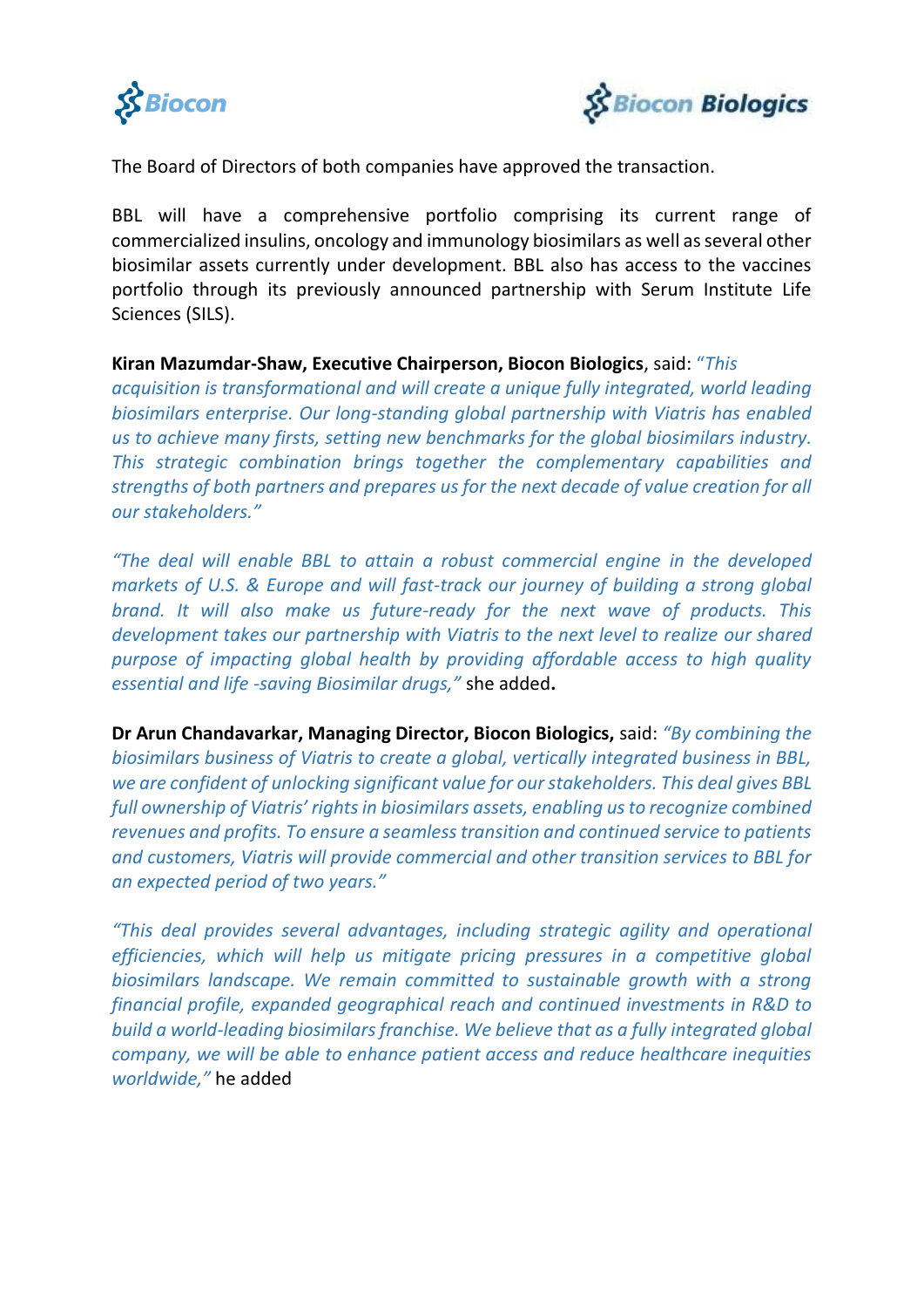The Board of Directors of both companies have approved the transaction.

BBL will have a comprehensive portfolio comprising its current range of commercialized insulins, oncology and immunology biosimilars as well as several other biosimilar assets currently under development. BBL also has access to the vaccines portfolio through its previously announced partnership with Serum Institute Life Sciences (SILS).

**Kiran Mazumdar-Shaw, Executive Chairperson, Biocon Biologics**, said: *"This acquisition is transformational and will create a unique fully integrated, world leading biosimilars enterprise. Our long-standing global partnership with Viatris has enabled us to achieve many firsts, setting new benchmarks for the global biosimilars industry. This strategic combination brings together the complementary capabilities and strengths of both partners and prepares us for the next decade of value creation for all our stakeholders."*

*"The deal will enable BBL to attain a robust commercial engine in the developed markets of U.S. & Europe and will fast-track our journey of building a strong global brand. It will also make us future-ready for the next wave of products. This development takes our partnership with Viatris to the next level to realize our shared purpose of impacting global health by providing affordable access to high quality essential and life -saving Biosimilar drugs,"* she added**.**

**Dr Arun Chandavarkar, Managing Director, Biocon Biologics,** said: *"By combining the biosimilars business of Viatris to create a global, vertically integrated business in BBL, we are confident of unlocking significant value for our stakeholders. This deal gives BBL full ownership of Viatris' rights in biosimilars assets, enabling us to recognize combined revenues and profits. To ensure a seamless transition and continued service to patients and customers, Viatris will provide commercial and other transition services to BBL for an expected period of two years."*

*"This deal provides several advantages, including strategic agility and operational efficiencies, which will help us mitigate pricing pressures in a competitive global biosimilars landscape. We remain committed to sustainable growth with a strong financial profile, expanded geographical reach and continued investments in R&D to build a world-leading biosimilars franchise. We believe that as a fully integrated global company, we will be able to enhance patient access and reduce healthcare inequities worldwide,"* he added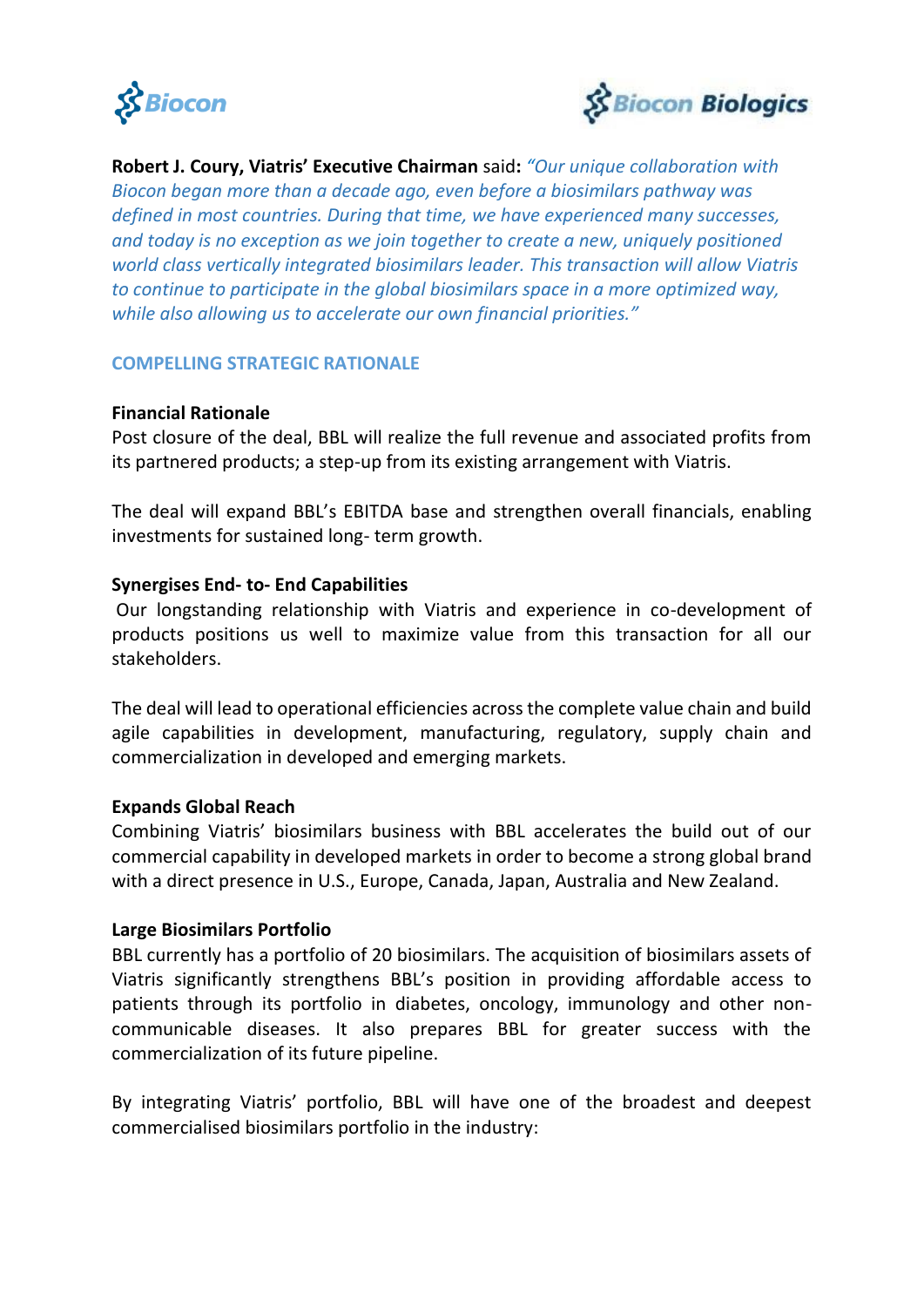**Robert J. Coury, Viatris' Executive Chairman** said: *"Our unique collaboration with Biocon began more than a decade ago, even before a biosimilars pathway was defined in most countries. During that time, we have experienced many successes, and today is no exception as we join together to create a new, uniquely positioned world class vertically integrated biosimilars leader. This transaction will allow Viatris to continue to participate in the global biosimilars space in a more optimized way, while also allowing us to accelerate our own financial priorities."*

## COMPELLING STRATEGIC RATIONALE

**Financial Rationale**

Post closure of the deal, BBL will realize the full revenue and associated profits from its partnered products; a step-up from its existing arrangement with Viatris.

The deal will expand BBL's EBITDA base and strengthen overall financials, enabling investments for sustained long- term growth.

**Synergises End- to- End Capabilities**

Our longstanding relationship with Viatris and experience in co-development of products positions us well to maximize value from this transaction for all our stakeholders.

The deal will lead to operational efficiencies across the complete value chain and build agile capabilities in development, manufacturing, regulatory, supply chain and commercialization in developed and emerging markets.

**Expands Global Reach**

Combining Viatris' biosimilars business with BBL accelerates the build out of our commercial capability in developed markets in order to become a strong global brand with a direct presence in U.S., Europe, Canada, Japan, Australia and New Zealand.

**Large Biosimilars Portfolio**

BBL currently has a portfolio of 20 biosimilars. The acquisition of biosimilars assets of Viatris significantly strengthens BBL's position in providing affordable access to patients through its portfolio in diabetes, oncology, immunology and other non-communicable diseases. It also prepares BBL for greater success with the commercialization of its future pipeline.

By integrating Viatris' portfolio, BBL will have one of the broadest and deepest commercialised biosimilars portfolio in the industry: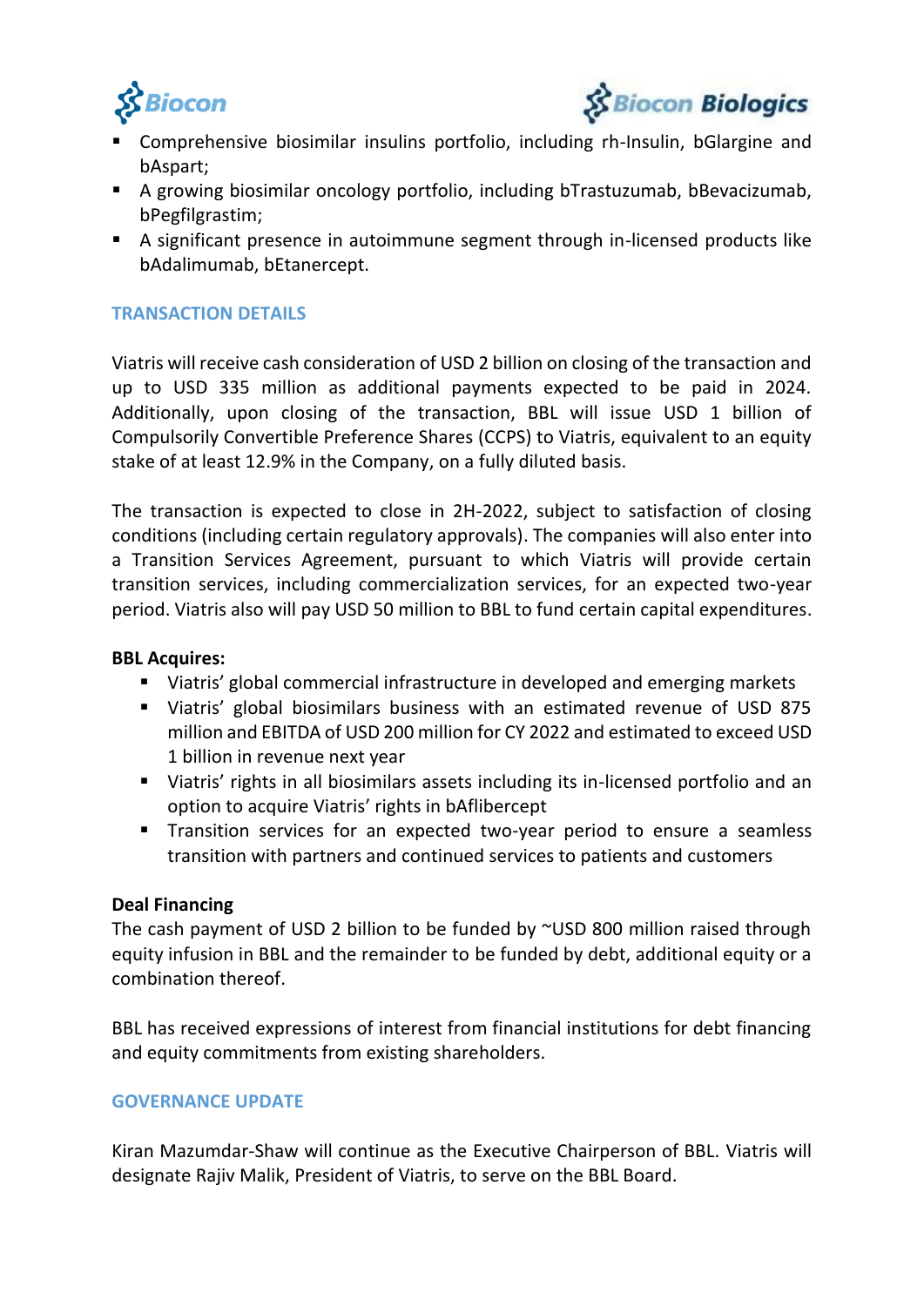- Comprehensive biosimilar insulins portfolio, including rh-Insulin, bGlargine and bAspart;
- A growing biosimilar oncology portfolio, including bTrastuzumab, bBevacizumab, bPegfilgrastim;
- A significant presence in autoimmune segment through in-licensed products like bAdalimumab, bEtanercept.

## TRANSACTION DETAILS

Viatris will receive cash consideration of USD 2 billion on closing of the transaction and up to USD 335 million as additional payments expected to be paid in 2024. Additionally, upon closing of the transaction, BBL will issue USD 1 billion of Compulsorily Convertible Preference Shares (CCPS) to Viatris, equivalent to an equity stake of at least 12.9% in the Company, on a fully diluted basis.

The transaction is expected to close in 2H-2022, subject to satisfaction of closing conditions (including certain regulatory approvals). The companies will also enter into a Transition Services Agreement, pursuant to which Viatris will provide certain transition services, including commercialization services, for an expected two-year period. Viatris also will pay USD 50 million to BBL to fund certain capital expenditures.

**BBL Acquires:**

- Viatris' global commercial infrastructure in developed and emerging markets
- Viatris' global biosimilars business with an estimated revenue of USD 875 million and EBITDA of USD 200 million for CY 2022 and estimated to exceed USD 1 billion in revenue next year
- Viatris' rights in all biosimilars assets including its in-licensed portfolio and an option to acquire Viatris' rights in bAflibercept
- Transition services for an expected two-year period to ensure a seamless transition with partners and continued services to patients and customers

**Deal Financing**

The cash payment of USD 2 billion to be funded by ~USD 800 million raised through equity infusion in BBL and the remainder to be funded by debt, additional equity or a combination thereof.

BBL has received expressions of interest from financial institutions for debt financing and equity commitments from existing shareholders.

## GOVERNANCE UPDATE

Kiran Mazumdar-Shaw will continue as the Executive Chairperson of BBL. Viatris will designate Rajiv Malik, President of Viatris, to serve on the BBL Board.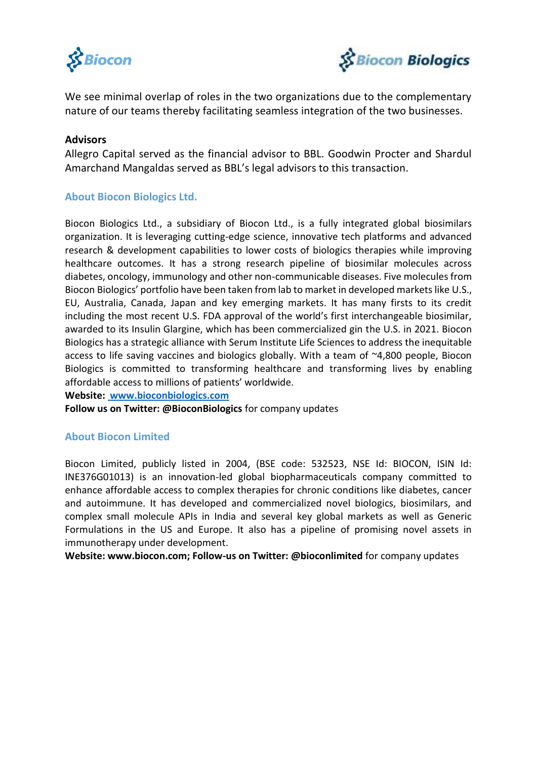We see minimal overlap of roles in the two organizations due to the complementary nature of our teams thereby facilitating seamless integration of the two businesses.

**Advisors**

Allegro Capital served as the financial advisor to BBL. Goodwin Procter and Shardul Amarchand Mangaldas served as BBL's legal advisors to this transaction.

## About Biocon Biologics Ltd.

Biocon Biologics Ltd., a subsidiary of Biocon Ltd., is a fully integrated global biosimilars organization. It is leveraging cutting-edge science, innovative tech platforms and advanced research & development capabilities to lower costs of biologics therapies while improving healthcare outcomes. It has a strong research pipeline of biosimilar molecules across diabetes, oncology, immunology and other non-communicable diseases. Five molecules from Biocon Biologics' portfolio have been taken from lab to market in developed markets like U.S., EU, Australia, Canada, Japan and key emerging markets. It has many firsts to its credit including the most recent U.S. FDA approval of the world's first interchangeable biosimilar, awarded to its Insulin Glargine, which has been commercialized gin the U.S. in 2021. Biocon Biologics has a strategic alliance with Serum Institute Life Sciences to address the inequitable access to life saving vaccines and biologics globally. With a team of ~4,800 people, Biocon Biologics is committed to transforming healthcare and transforming lives by enabling affordable access to millions of patients' worldwide.

**Website: www.bioconbiologics.com**

**Follow us on Twitter: @BioconBiologics** for company updates

## About Biocon Limited

Biocon Limited, publicly listed in 2004, (BSE code: 532523, NSE Id: BIOCON, ISIN Id: INE376G01013) is an innovation-led global biopharmaceuticals company committed to enhance affordable access to complex therapies for chronic conditions like diabetes, cancer and autoimmune. It has developed and commercialized novel biologics, biosimilars, and complex small molecule APIs in India and several key global markets as well as Generic Formulations in the US and Europe. It also has a pipeline of promising novel assets in immunotherapy under development.

**Website: www.biocon.com; Follow-us on Twitter: @bioconlimited** for company updates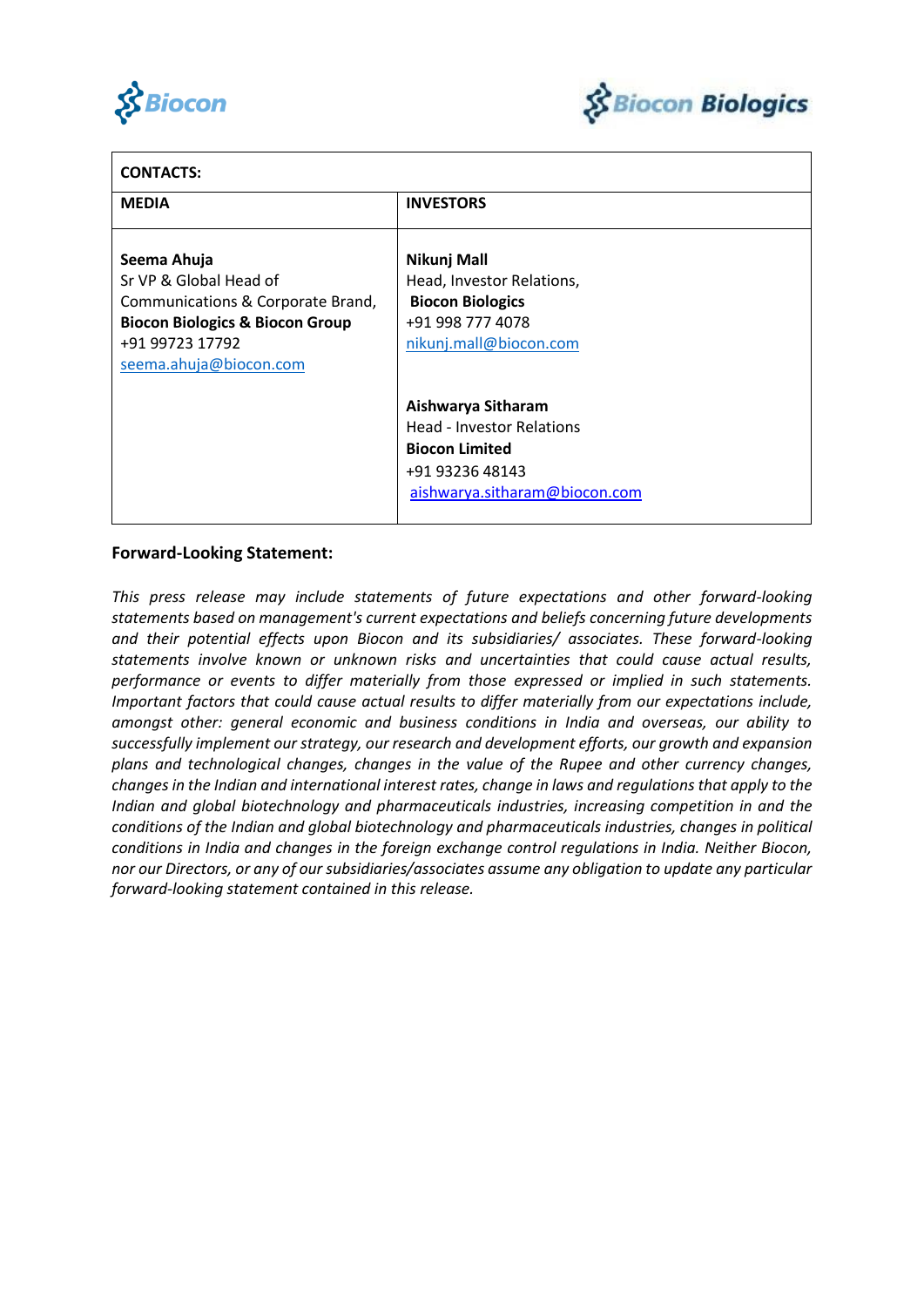| CONTACTS: | |
|---|---|
| **MEDIA** | **INVESTORS** |
| **Seema Ahuja**<br>Sr VP & Global Head of Communications & Corporate Brand,<br>**Biocon Biologics & Biocon Group**<br>+91 99723 17792<br>seema.ahuja@biocon.com | **Nikunj Mall**<br>Head, Investor Relations,<br>**Biocon Biologics**<br>+91 998 777 4078<br>nikunj.mall@biocon.com<br><br>**Aishwarya Sitharam**<br>Head - Investor Relations<br>**Biocon Limited**<br>+91 93236 48143<br>aishwarya.sitharam@biocon.com |

**Forward-Looking Statement:**

*This press release may include statements of future expectations and other forward-looking statements based on management's current expectations and beliefs concerning future developments and their potential effects upon Biocon and its subsidiaries/ associates. These forward-looking statements involve known or unknown risks and uncertainties that could cause actual results, performance or events to differ materially from those expressed or implied in such statements. Important factors that could cause actual results to differ materially from our expectations include, amongst other: general economic and business conditions in India and overseas, our ability to successfully implement our strategy, our research and development efforts, our growth and expansion plans and technological changes, changes in the value of the Rupee and other currency changes, changes in the Indian and international interest rates, change in laws and regulations that apply to the Indian and global biotechnology and pharmaceuticals industries, increasing competition in and the conditions of the Indian and global biotechnology and pharmaceuticals industries, changes in political conditions in India and changes in the foreign exchange control regulations in India. Neither Biocon, nor our Directors, or any of our subsidiaries/associates assume any obligation to update any particular forward-looking statement contained in this release.*